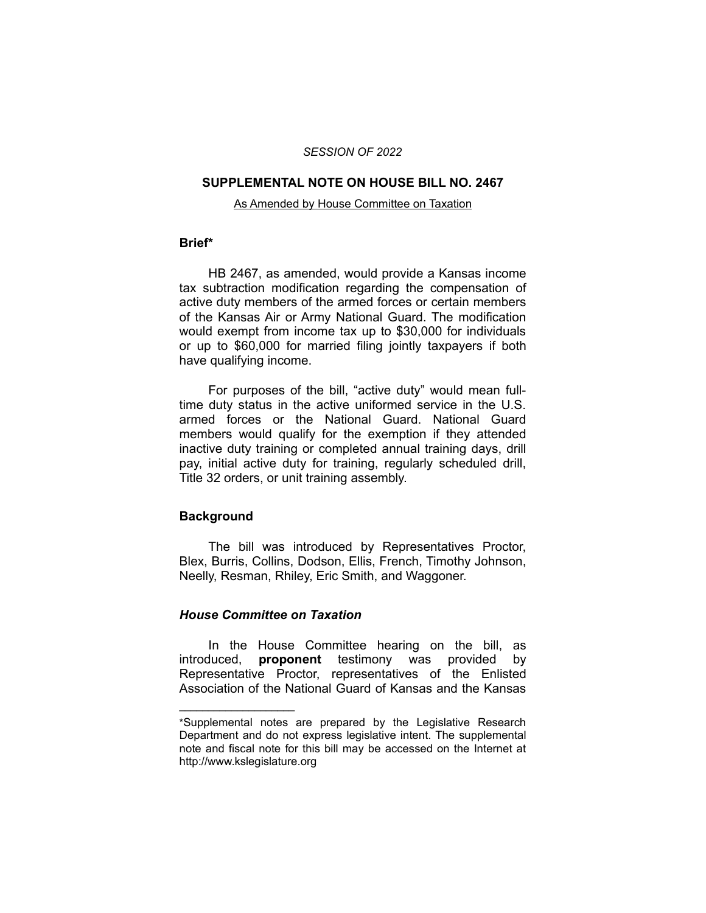*SESSION OF 2022*

## SUPPLEMENTAL NOTE ON HOUSE BILL NO. 2467

As Amended by House Committee on Taxation

### Brief*

HB 2467, as amended, would provide a Kansas income tax subtraction modification regarding the compensation of active duty members of the armed forces or certain members of the Kansas Air or Army National Guard. The modification would exempt from income tax up to $30,000 for individuals or up to $60,000 for married filing jointly taxpayers if both have qualifying income.

For purposes of the bill, "active duty" would mean full-time duty status in the active uniformed service in the U.S. armed forces or the National Guard. National Guard members would qualify for the exemption if they attended inactive duty training or completed annual training days, drill pay, initial active duty for training, regularly scheduled drill, Title 32 orders, or unit training assembly.

### Background

The bill was introduced by Representatives Proctor, Blex, Burris, Collins, Dodson, Ellis, French, Timothy Johnson, Neelly, Resman, Rhiley, Eric Smith, and Waggoner.

### *House Committee on Taxation*

In the House Committee hearing on the bill, as introduced, **proponent** testimony was provided by Representative Proctor, representatives of the Enlisted Association of the National Guard of Kansas and the Kansas

---

*Supplemental notes are prepared by the Legislative Research Department and do not express legislative intent. The supplemental note and fiscal note for this bill may be accessed on the Internet at http://www.kslegislature.org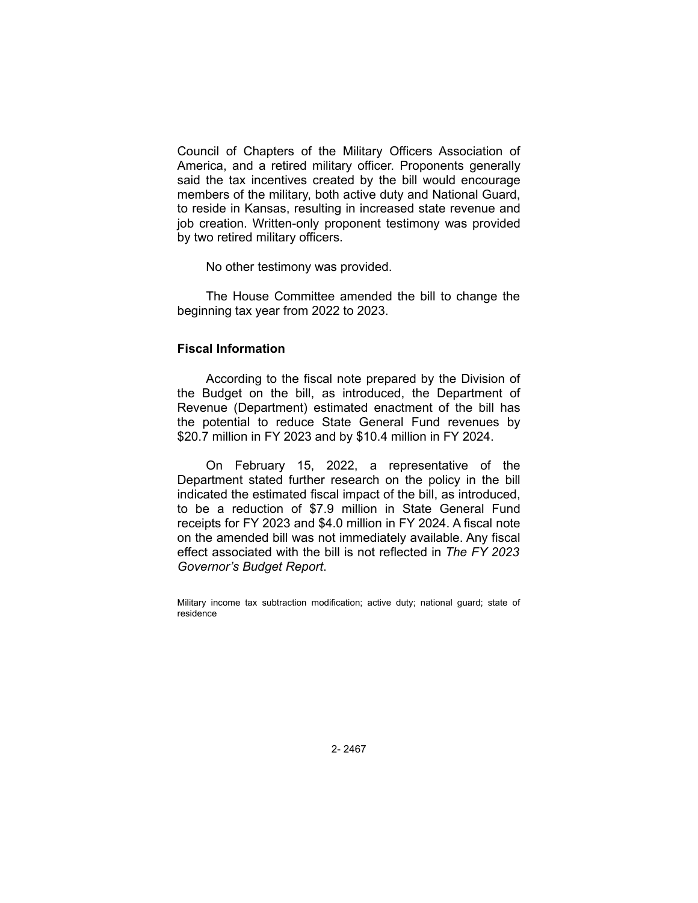Council of Chapters of the Military Officers Association of America, and a retired military officer. Proponents generally said the tax incentives created by the bill would encourage members of the military, both active duty and National Guard, to reside in Kansas, resulting in increased state revenue and job creation. Written-only proponent testimony was provided by two retired military officers.

No other testimony was provided.

The House Committee amended the bill to change the beginning tax year from 2022 to 2023.

### Fiscal Information

According to the fiscal note prepared by the Division of the Budget on the bill, as introduced, the Department of Revenue (Department) estimated enactment of the bill has the potential to reduce State General Fund revenues by \$20.7 million in FY 2023 and by \$10.4 million in FY 2024.

On February 15, 2022, a representative of the Department stated further research on the policy in the bill indicated the estimated fiscal impact of the bill, as introduced, to be a reduction of \$7.9 million in State General Fund receipts for FY 2023 and \$4.0 million in FY 2024. A fiscal note on the amended bill was not immediately available. Any fiscal effect associated with the bill is not reflected in *The FY 2023 Governor's Budget Report*.

Military income tax subtraction modification; active duty; national guard; state of residence